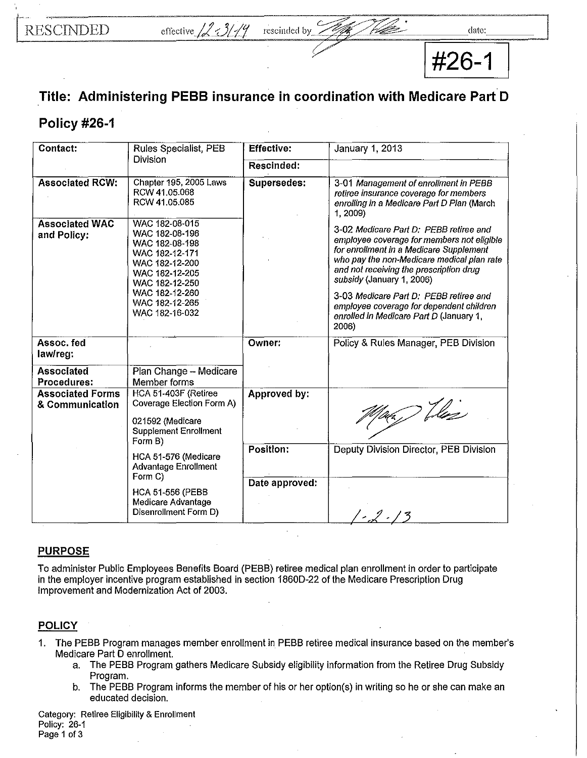RESCINDED effective 12-31-14 rescinded by [signature] date:

**#26-1**

# Title: Administering PEBB insurance in coordination with Medicare Part D

## Policy #26-1

| | | | |
|---|---|---|---|
| **Contact:** | Rules Specialist, PEB Division | **Effective:** | January 1, 2013 |
| | | **Rescinded:** | |
| **Associated RCW:** | Chapter 195, 2005 Laws<br>RCW 41.05.068<br>RCW 41.05.085 | **Supersedes:** | 3-01 *Management of enrollment in PEBB retiree insurance coverage for members enrolling in a Medicare Part D Plan* (March 1, 2009)<br><br>3-02 *Medicare Part D: PEBB retiree and employee coverage for members not eligible for enrollment in a Medicare Supplement who pay the non-Medicare medical plan rate and not receiving the prescription drug subsidy* (January 1, 2006)<br><br>3-03 *Medicare Part D: PEBB retiree and employee coverage for dependent children enrolled in Medicare Part D* (January 1, 2006) |
| **Associated WAC and Policy:** | WAC 182-08-015<br>WAC 182-08-196<br>WAC 182-08-198<br>WAC 182-12-171<br>WAC 182-12-200<br>WAC 182-12-205<br>WAC 182-12-250<br>WAC 182-12-260<br>WAC 182-12-265<br>WAC 182-16-032 | | |
| **Assoc. fed law/reg:** | | **Owner:** | Policy & Rules Manager, PEB Division |
| **Associated Procedures:** | Plan Change – Medicare Member forms | | |
| **Associated Forms & Communication** | HCA 51-403F (Retiree Coverage Election Form A)<br><br>021592 (Medicare Supplement Enrollment Form B)<br><br>HCA 51-576 (Medicare Advantage Enrollment Form C)<br><br>HCA 51-556 (PEBB Medicare Advantage Disenrollment Form D) | **Approved by:** | [signature] |
| | | **Position:** | Deputy Division Director, PEB Division |
| | | **Date approved:** | 1-2-13 |

## PURPOSE

To administer Public Employees Benefits Board (PEBB) retiree medical plan enrollment in order to participate in the employer incentive program established in section 1860D-22 of the Medicare Prescription Drug Improvement and Modernization Act of 2003.

## POLICY

1. The PEBB Program manages member enrollment in PEBB retiree medical insurance based on the member's Medicare Part D enrollment.
   a. The PEBB Program gathers Medicare Subsidy eligibility information from the Retiree Drug Subsidy Program.
   b. The PEBB Program informs the member of his or her option(s) in writing so he or she can make an educated decision.

Category: Retiree Eligibility & Enrollment
Policy: 26-1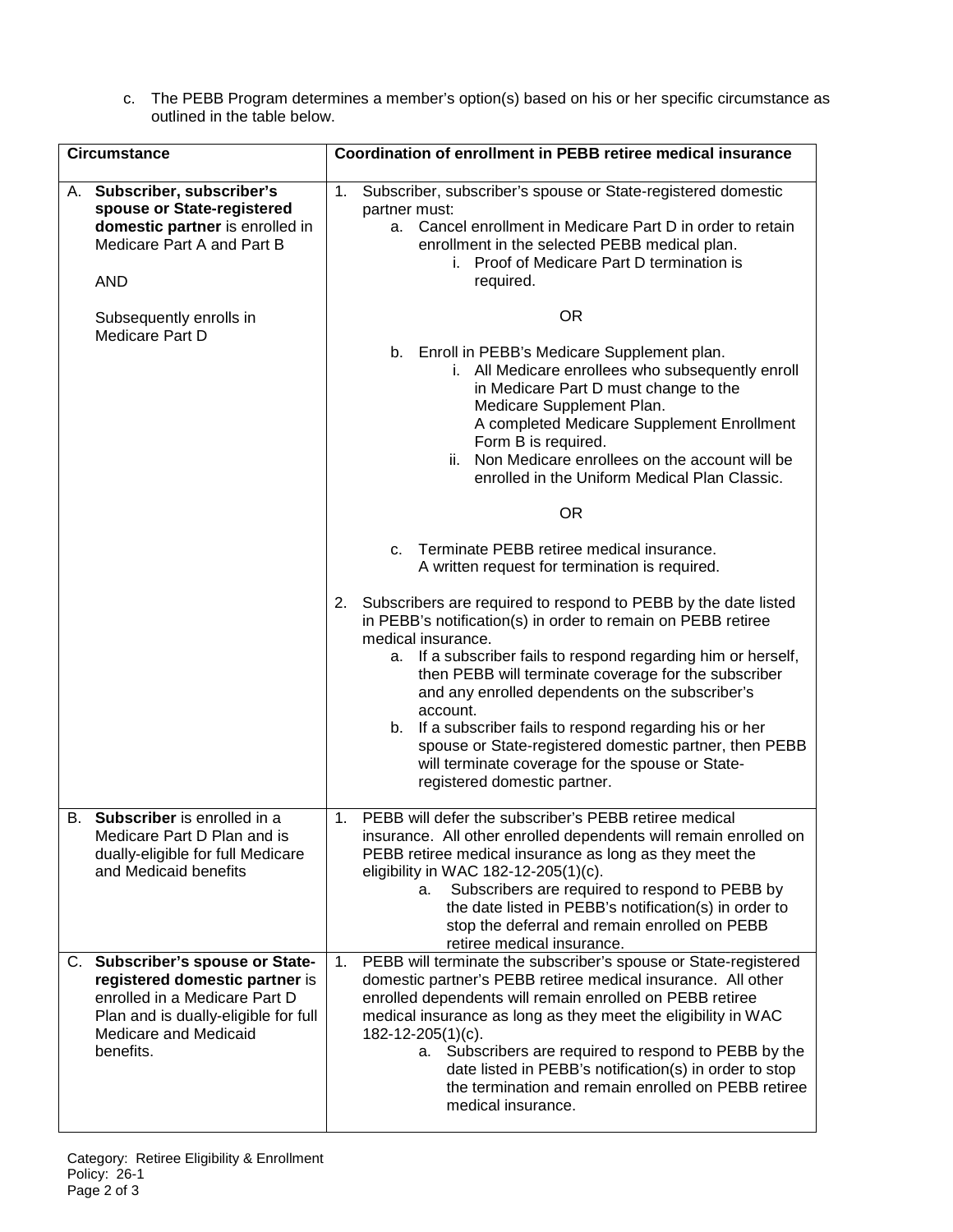c. The PEBB Program determines a member's option(s) based on his or her specific circumstance as outlined in the table below.

| Circumstance | Coordination of enrollment in PEBB retiree medical insurance |
|---|---|
| A. **Subscriber, subscriber's spouse or State-registered domestic partner** is enrolled in Medicare Part A and Part B<br><br>AND<br><br>Subsequently enrolls in Medicare Part D | 1. Subscriber, subscriber's spouse or State-registered domestic partner must:<br>a. Cancel enrollment in Medicare Part D in order to retain enrollment in the selected PEBB medical plan.<br>i. Proof of Medicare Part D termination is required.<br><br>OR<br><br>b. Enroll in PEBB's Medicare Supplement plan.<br>i. All Medicare enrollees who subsequently enroll in Medicare Part D must change to the Medicare Supplement Plan. A completed Medicare Supplement Enrollment Form B is required.<br>ii. Non Medicare enrollees on the account will be enrolled in the Uniform Medical Plan Classic.<br><br>OR<br><br>c. Terminate PEBB retiree medical insurance. A written request for termination is required.<br><br>2. Subscribers are required to respond to PEBB by the date listed in PEBB's notification(s) in order to remain on PEBB retiree medical insurance.<br>a. If a subscriber fails to respond regarding him or herself, then PEBB will terminate coverage for the subscriber and any enrolled dependents on the subscriber's account.<br>b. If a subscriber fails to respond regarding his or her spouse or State-registered domestic partner, then PEBB will terminate coverage for the spouse or State-registered domestic partner. |
| B. **Subscriber** is enrolled in a Medicare Part D Plan and is dually-eligible for full Medicare and Medicaid benefits | 1. PEBB will defer the subscriber's PEBB retiree medical insurance. All other enrolled dependents will remain enrolled on PEBB retiree medical insurance as long as they meet the eligibility in WAC 182-12-205(1)(c).<br>a. Subscribers are required to respond to PEBB by the date listed in PEBB's notification(s) in order to stop the deferral and remain enrolled on PEBB retiree medical insurance. |
| C. **Subscriber's spouse or State-registered domestic partner** is enrolled in a Medicare Part D Plan and is dually-eligible for full Medicare and Medicaid benefits. | 1. PEBB will terminate the subscriber's spouse or State-registered domestic partner's PEBB retiree medical insurance. All other enrolled dependents will remain enrolled on PEBB retiree medical insurance as long as they meet the eligibility in WAC 182-12-205(1)(c).<br>a. Subscribers are required to respond to PEBB by the date listed in PEBB's notification(s) in order to stop the termination and remain enrolled on PEBB retiree medical insurance. |

Category: Retiree Eligibility & Enrollment
Policy: 26-1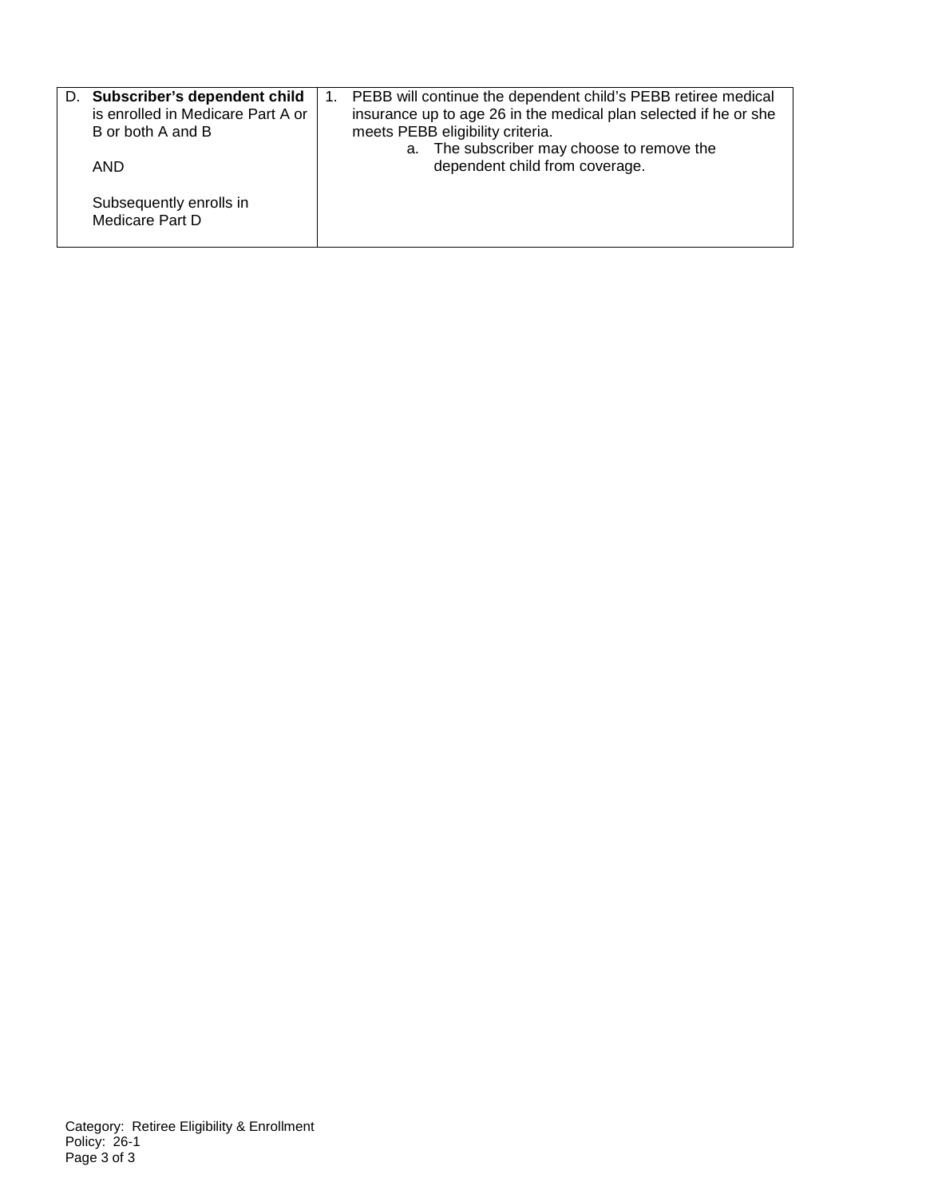| | |
|---|---|
| D. **Subscriber's dependent child** is enrolled in Medicare Part A or B or both A and B<br><br>AND<br><br>Subsequently enrolls in Medicare Part D | 1. PEBB will continue the dependent child's PEBB retiree medical insurance up to age 26 in the medical plan selected if he or she meets PEBB eligibility criteria.<br>&nbsp;&nbsp;&nbsp;&nbsp;a. The subscriber may choose to remove the dependent child from coverage. |

Category: Retiree Eligibility & Enrollment
Policy: 26-1